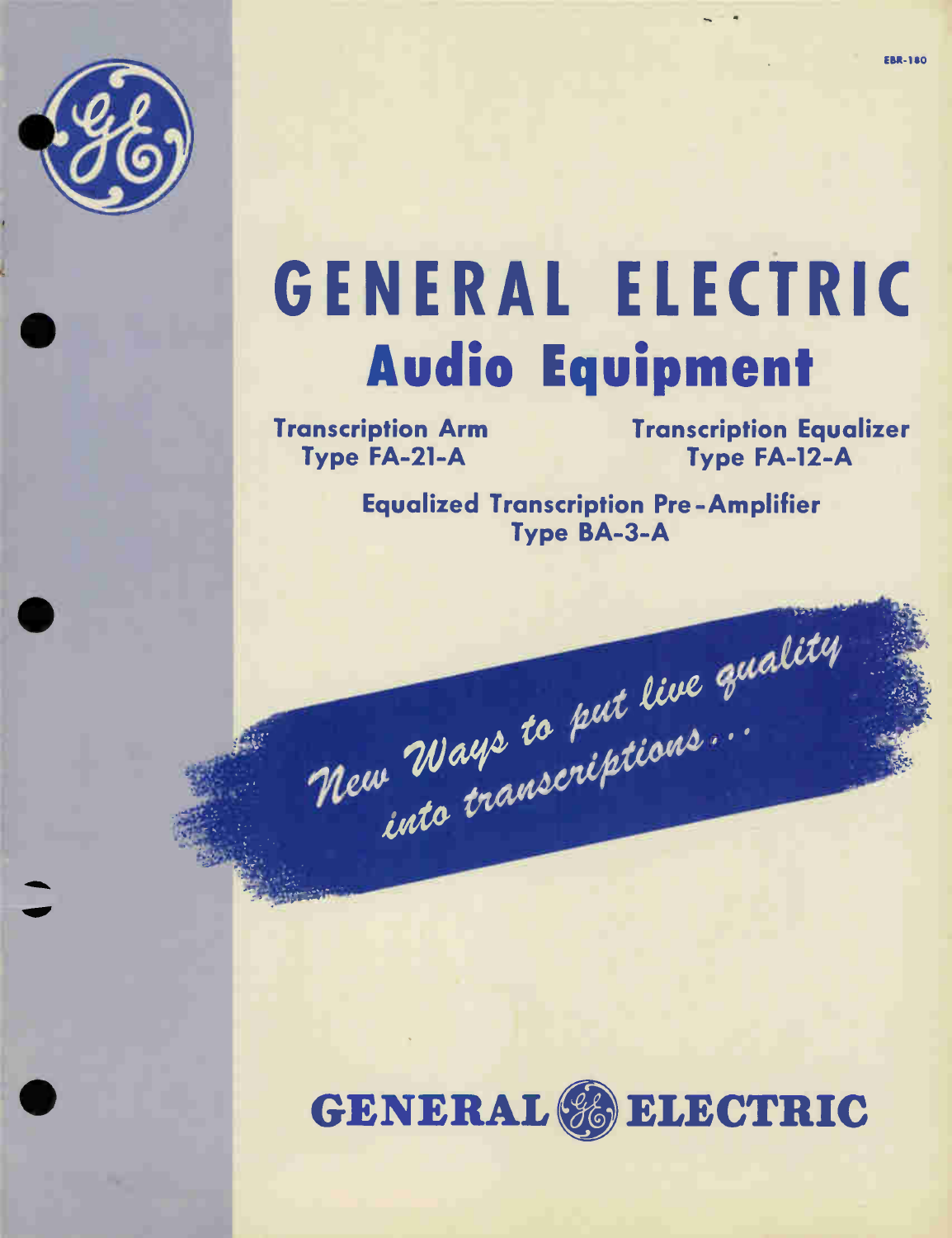EBR-180

# GENERAL ELECTRIC

## Audio Equipment

**Transcription Arm**
**Type FA-21-A**

**Transcription Equalizer**
**Type FA-12-A**

**Equalized Transcription Pre-Amplifier**
**Type BA-3-A**

*New Ways to put live quality into transcriptions...*

**GENERAL ELECTRIC**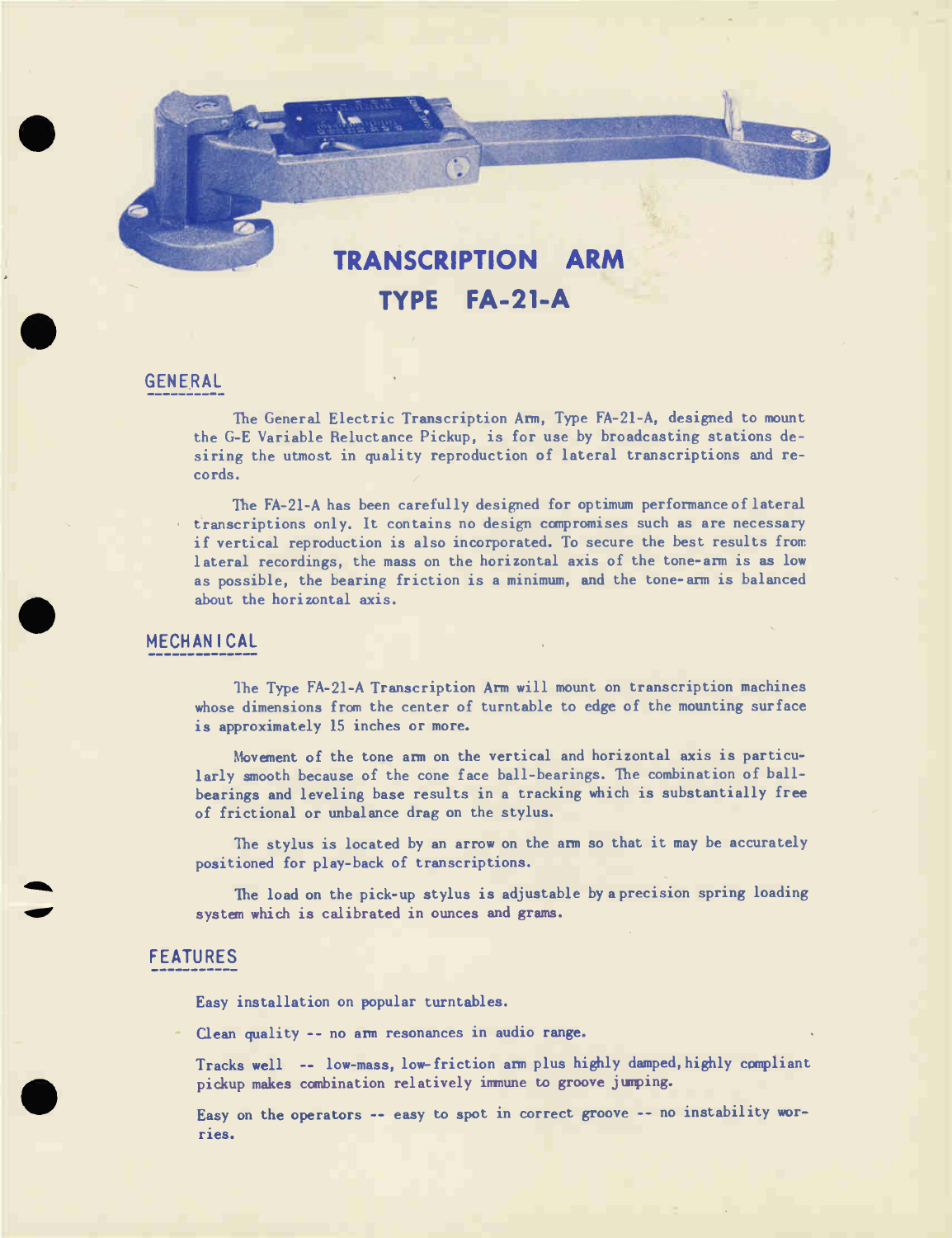# TRANSCRIPTION ARM
# TYPE FA-21-A

## GENERAL

The General Electric Transcription Arm, Type FA-21-A, designed to mount the G-E Variable Reluctance Pickup, is for use by broadcasting stations desiring the utmost in quality reproduction of lateral transcriptions and records.

The FA-21-A has been carefully designed for optimum performance of lateral transcriptions only. It contains no design compromises such as are necessary if vertical reproduction is also incorporated. To secure the best results from lateral recordings, the mass on the horizontal axis of the tone-arm is as low as possible, the bearing friction is a minimum, and the tone-arm is balanced about the horizontal axis.

## MECHANICAL

The Type FA-21-A Transcription Arm will mount on transcription machines whose dimensions from the center of turntable to edge of the mounting surface is approximately 15 inches or more.

Movement of the tone arm on the vertical and horizontal axis is particularly smooth because of the cone face ball-bearings. The combination of ball-bearings and leveling base results in a tracking which is substantially free of frictional or unbalance drag on the stylus.

The stylus is located by an arrow on the arm so that it may be accurately positioned for play-back of transcriptions.

The load on the pick-up stylus is adjustable by a precision spring loading system which is calibrated in ounces and grams.

## FEATURES

Easy installation on popular turntables.

Clean quality -- no arm resonances in audio range.

Tracks well -- low-mass, low-friction arm plus highly damped, highly compliant pickup makes combination relatively immune to groove jumping.

Easy on the operators -- easy to spot in correct groove -- no instability worries.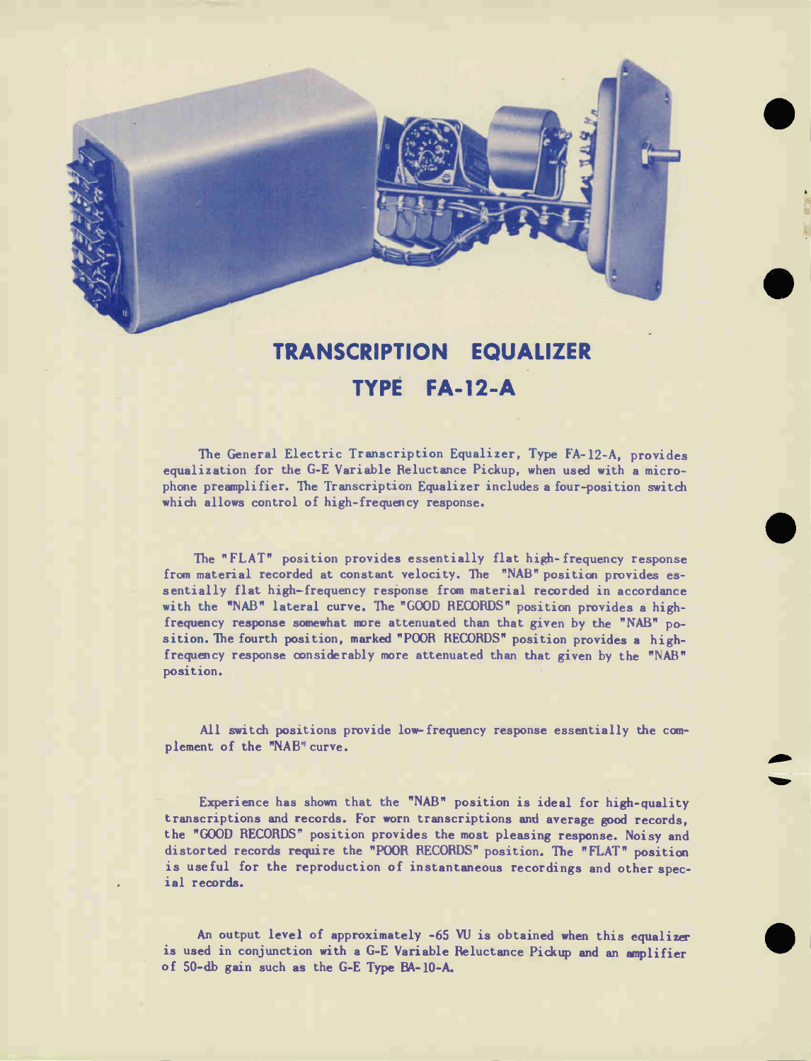# TRANSCRIPTION EQUALIZER

## TYPE FA-12-A

The General Electric Transcription Equalizer, Type FA-12-A, provides equalization for the G-E Variable Reluctance Pickup, when used with a microphone preamplifier. The Transcription Equalizer includes a four-position switch which allows control of high-frequency response.

The "FLAT" position provides essentially flat high-frequency response from material recorded at constant velocity. The "NAB" position provides essentially flat high-frequency response from material recorded in accordance with the "NAB" lateral curve. The "GOOD RECORDS" position provides a high-frequency response somewhat more attenuated than that given by the "NAB" position. The fourth position, marked "POOR RECORDS" position provides a high-frequency response considerably more attenuated than that given by the "NAB" position.

All switch positions provide low-frequency response essentially the complement of the "NAB" curve.

Experience has shown that the "NAB" position is ideal for high-quality transcriptions and records. For worn transcriptions and average good records, the "GOOD RECORDS" position provides the most pleasing response. Noisy and distorted records require the "POOR RECORDS" position. The "FLAT" position is useful for the reproduction of instantaneous recordings and other special records.

An output level of approximately -65 VU is obtained when this equalizer is used in conjunction with a G-E Variable Reluctance Pickup and an amplifier of 50-db gain such as the G-E Type BA-10-A.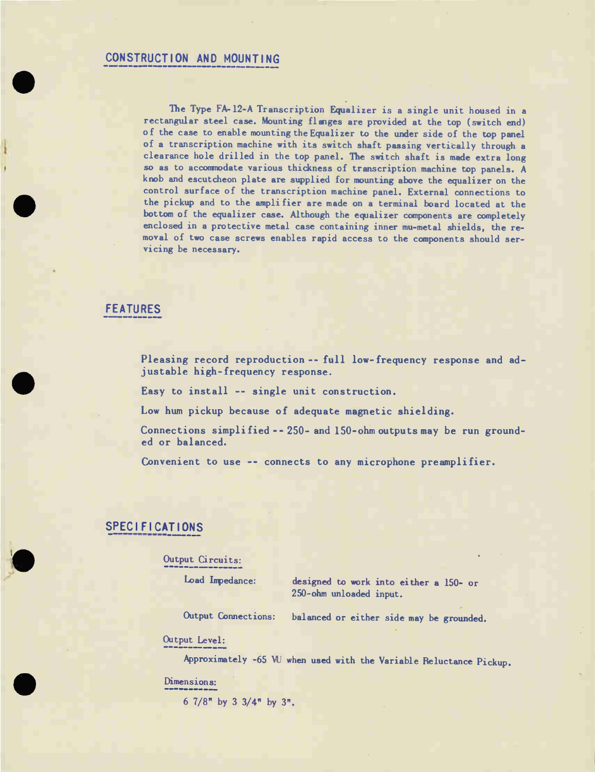## CONSTRUCTION AND MOUNTING

The Type FA-12-A Transcription Equalizer is a single unit housed in a rectangular steel case. Mounting flanges are provided at the top (switch end) of the case to enable mounting the Equalizer to the under side of the top panel of a transcription machine with its switch shaft passing vertically through a clearance hole drilled in the top panel. The switch shaft is made extra long so as to accommodate various thickness of transcription machine top panels. A knob and escutcheon plate are supplied for mounting above the equalizer on the control surface of the transcription machine panel. External connections to the pickup and to the amplifier are made on a terminal board located at the bottom of the equalizer case. Although the equalizer components are completely enclosed in a protective metal case containing inner mu-metal shields, the removal of two case screws enables rapid access to the components should servicing be necessary.

## FEATURES

Pleasing record reproduction -- full low-frequency response and adjustable high-frequency response.

Easy to install -- single unit construction.

Low hum pickup because of adequate magnetic shielding.

Connections simplified -- 250- and 150-ohm outputs may be run grounded or balanced.

Convenient to use -- connects to any microphone preamplifier.

## SPECIFICATIONS

Output Circuits:

Load Impedance: designed to work into either a 150- or 250-ohm unloaded input.

Output Connections: balanced or either side may be grounded.

Output Level:

Approximately -65 VU when used with the Variable Reluctance Pickup.

Dimensions:

6 7/8" by 3 3/4" by 3".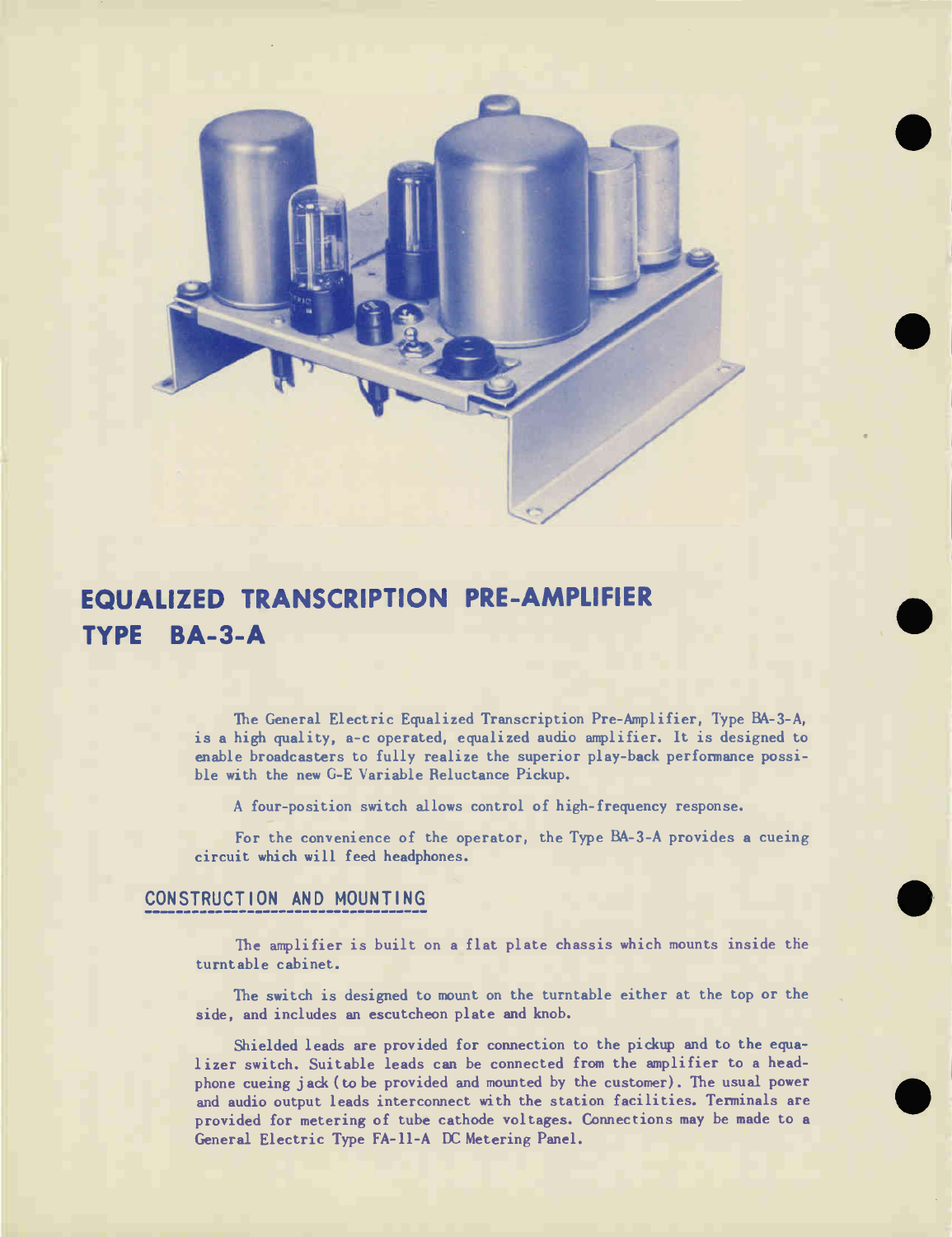# EQUALIZED TRANSCRIPTION PRE-AMPLIFIER
# TYPE BA-3-A

The General Electric Equalized Transcription Pre-Amplifier, Type BA-3-A, is a high quality, a-c operated, equalized audio amplifier. It is designed to enable broadcasters to fully realize the superior play-back performance possible with the new G-E Variable Reluctance Pickup.

A four-position switch allows control of high-frequency response.

For the convenience of the operator, the Type BA-3-A provides a cueing circuit which will feed headphones.

## CONSTRUCTION AND MOUNTING

The amplifier is built on a flat plate chassis which mounts inside the turntable cabinet.

The switch is designed to mount on the turntable either at the top or the side, and includes an escutcheon plate and knob.

Shielded leads are provided for connection to the pickup and to the equalizer switch. Suitable leads can be connected from the amplifier to a headphone cueing jack (to be provided and mounted by the customer). The usual power and audio output leads interconnect with the station facilities. Terminals are provided for metering of tube cathode voltages. Connections may be made to a General Electric Type FA-11-A DC Metering Panel.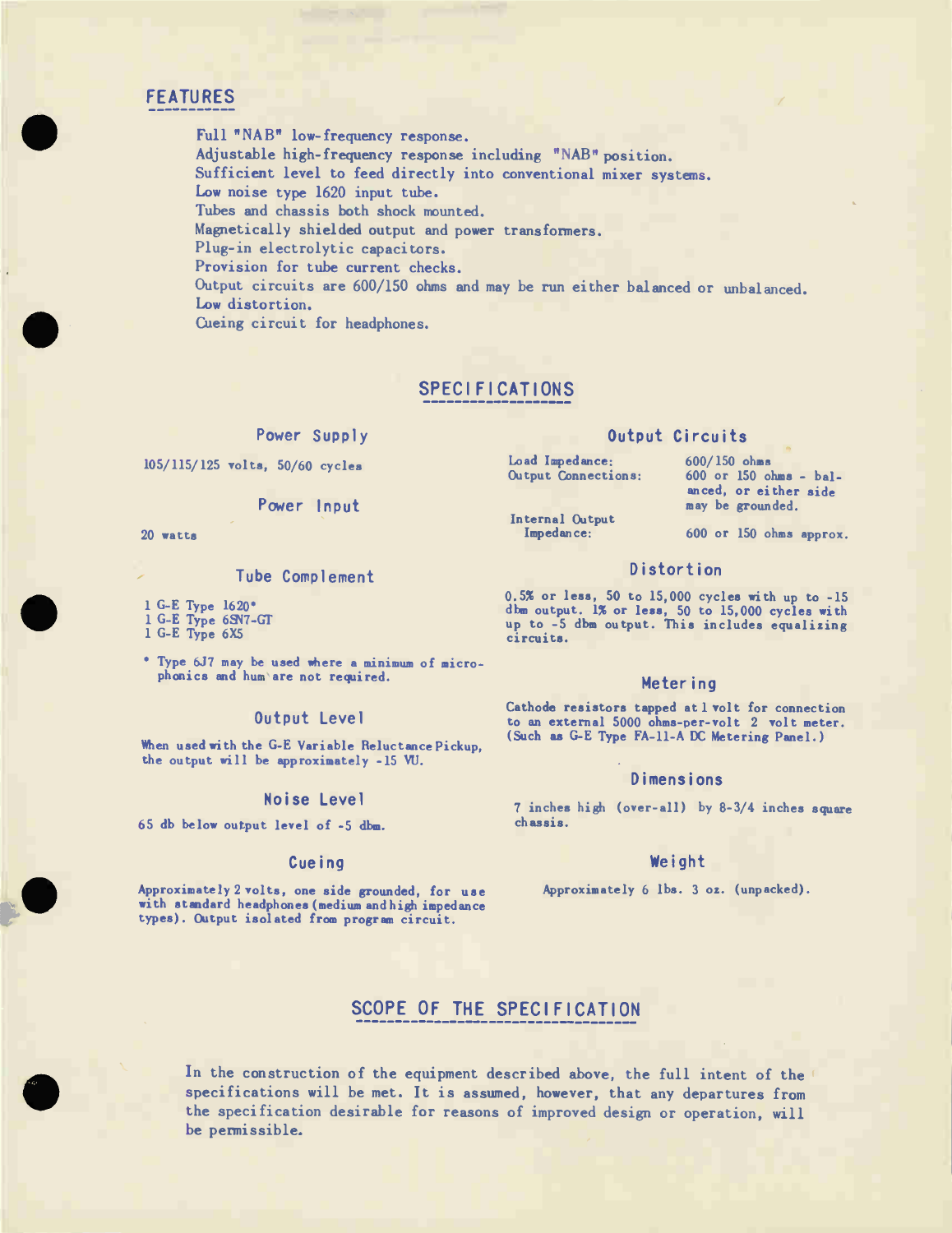## FEATURES

Full "NAB" low-frequency response.
Adjustable high-frequency response including "NAB" position.
Sufficient level to feed directly into conventional mixer systems.
Low noise type 1620 input tube.
Tubes and chassis both shock mounted.
Magnetically shielded output and power transformers.
Plug-in electrolytic capacitors.
Provision for tube current checks.
Output circuits are 600/150 ohms and may be run either balanced or unbalanced.
Low distortion.
Cueing circuit for headphones.

## SPECIFICATIONS

### Power Supply

105/115/125 volts, 50/60 cycles

### Power Input

20 watts

### Tube Complement

1 G-E Type 1620*
1 G-E Type 6SN7-GT
1 G-E Type 6X5

* Type 6J7 may be used where a minimum of microphonics and hum are not required.

### Output Level

When used with the G-E Variable Reluctance Pickup, the output will be approximately -15 VU.

### Noise Level

65 db below output level of -5 dbm.

### Cueing

Approximately 2 volts, one side grounded, for use with standard headphones (medium and high impedance types). Output isolated from program circuit.

### Output Circuits

| | |
|---|---|
| Load Impedance: | 600/150 ohms |
| Output Connections: | 600 or 150 ohms - balanced, or either side may be grounded. |
| Internal Output Impedance: | 600 or 150 ohms approx. |

### Distortion

0.5% or less, 50 to 15,000 cycles with up to -15 dbm output. 1% or less, 50 to 15,000 cycles with up to -5 dbm output. This includes equalizing circuits.

### Metering

Cathode resistors tapped at 1 volt for connection to an external 5000 ohms-per-volt 2 volt meter. (Such as G-E Type FA-11-A DC Metering Panel.)

### Dimensions

7 inches high (over-all) by 8-3/4 inches square chassis.

### Weight

Approximately 6 lbs. 3 oz. (unpacked).

## SCOPE OF THE SPECIFICATION

In the construction of the equipment described above, the full intent of the specifications will be met. It is assumed, however, that any departures from the specification desirable for reasons of improved design or operation, will be permissible.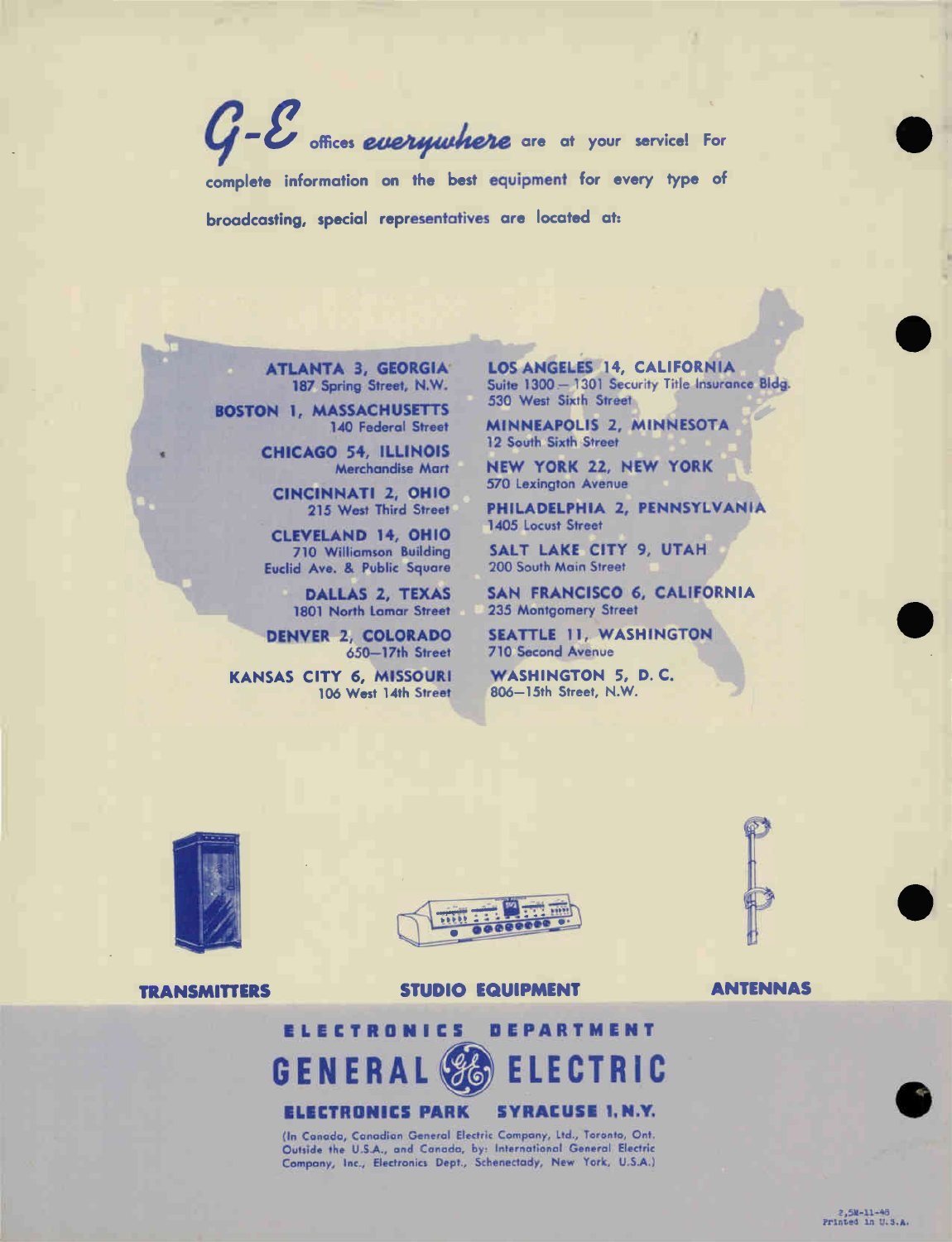*G-E* offices *everywhere* are at your service! For complete information on the best equipment for every type of broadcasting, special representatives are located at:

**ATLANTA 3, GEORGIA**
187 Spring Street, N.W.

**BOSTON 1, MASSACHUSETTS**
140 Federal Street

**CHICAGO 54, ILLINOIS**
Merchandise Mart

**CINCINNATI 2, OHIO**
215 West Third Street

**CLEVELAND 14, OHIO**
710 Williamson Building
Euclid Ave. & Public Square

**DALLAS 2, TEXAS**
1801 North Lamar Street

**DENVER 2, COLORADO**
650—17th Street

**KANSAS CITY 6, MISSOURI**
106 West 14th Street

**LOS ANGELES 14, CALIFORNIA**
Suite 1300 — 1301 Security Title Insurance Bldg.
530 West Sixth Street

**MINNEAPOLIS 2, MINNESOTA**
12 South Sixth Street

**NEW YORK 22, NEW YORK**
570 Lexington Avenue

**PHILADELPHIA 2, PENNSYLVANIA**
1405 Locust Street

**SALT LAKE CITY 9, UTAH**
200 South Main Street

**SAN FRANCISCO 6, CALIFORNIA**
235 Montgomery Street

**SEATTLE 11, WASHINGTON**
710 Second Avenue

**WASHINGTON 5, D. C.**
806—15th Street, N.W.

**TRANSMITTERS** **STUDIO EQUIPMENT** **ANTENNAS**

**ELECTRONICS DEPARTMENT**

# GENERAL ELECTRIC

**ELECTRONICS PARK SYRACUSE 1, N.Y.**

(In Canada, Canadian General Electric Company, Ltd., Toronto, Ont. Outside the U.S.A., and Canada, by: International General Electric Company, Inc., Electronics Dept., Schenectady, New York, U.S.A.)

2,5M-11-46
Printed in U.S.A.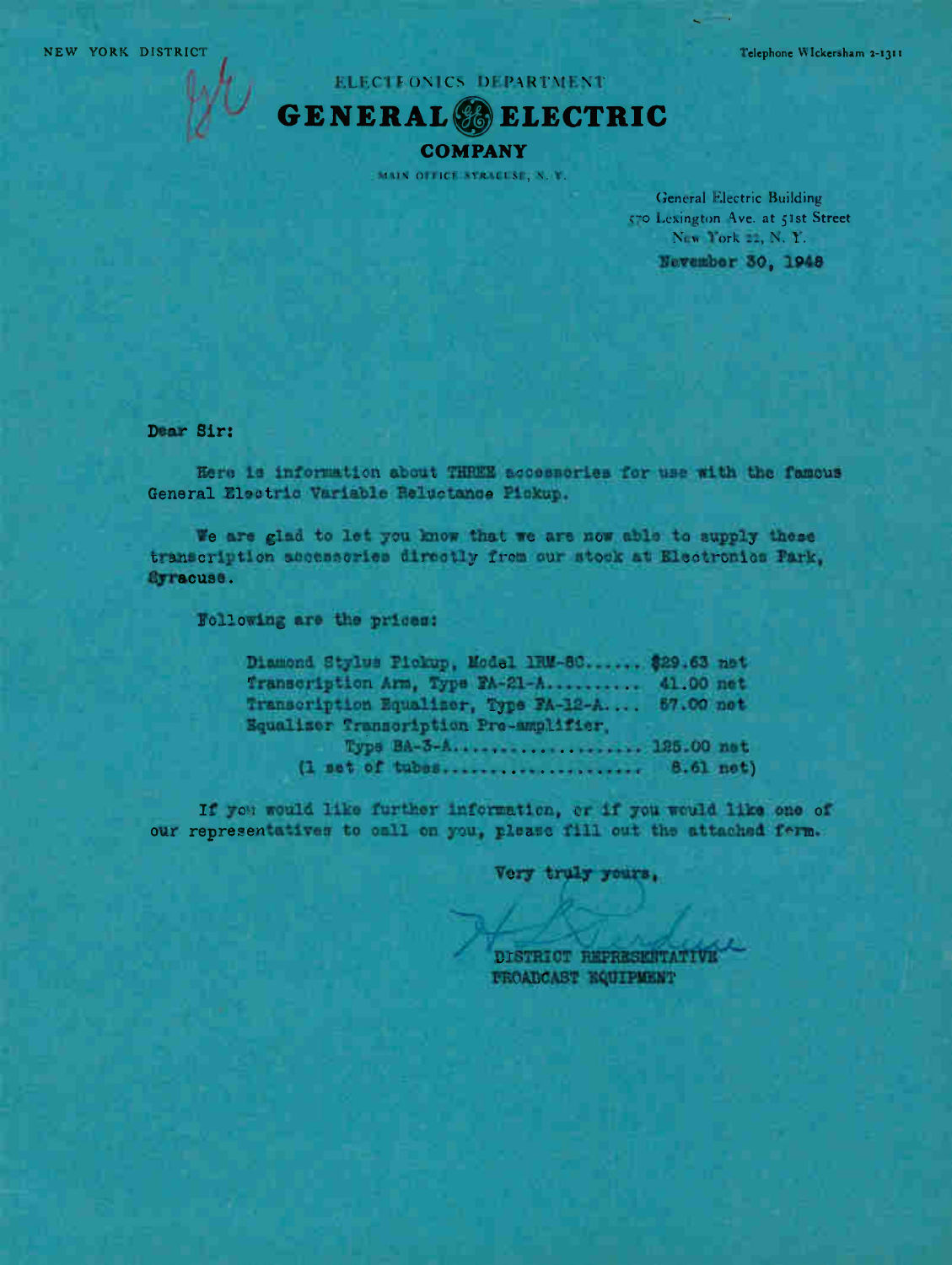NEW YORK DISTRICT

Telephone WIckersham 2-1311

ELECTRONICS DEPARTMENT

# GENERAL ELECTRIC COMPANY

MAIN OFFICE SYRACUSE, N. Y.

General Electric Building
570 Lexington Ave. at 51st Street
New York 22, N. Y.

November 30, 1948

Dear Sir:

Here is information about THREE accessories for use with the famous General Electric Variable Reluctance Pickup.

We are glad to let you know that we are now able to supply these transcription accessories directly from our stock at Electronics Park, Syracuse.

Following are the prices:

| | |
|---|---|
| Diamond Stylus Pickup, Model 1RM-8C...... | $29.63 net |
| Transcription Arm, Type FA-21-A.......... | 41.00 net |
| Transcription Equalizer, Type FA-12-A.... | 57.00 net |
| Equalizer Transcription Pre-amplifier, Type BA-3-A.................... | 125.00 net |
| (1 set of tubes..................... | 8.61 net) |

If you would like further information, or if you would like one of our representatives to call on you, please fill out the attached form.

Very truly yours,

DISTRICT REPRESENTATIVE
BROADCAST EQUIPMENT